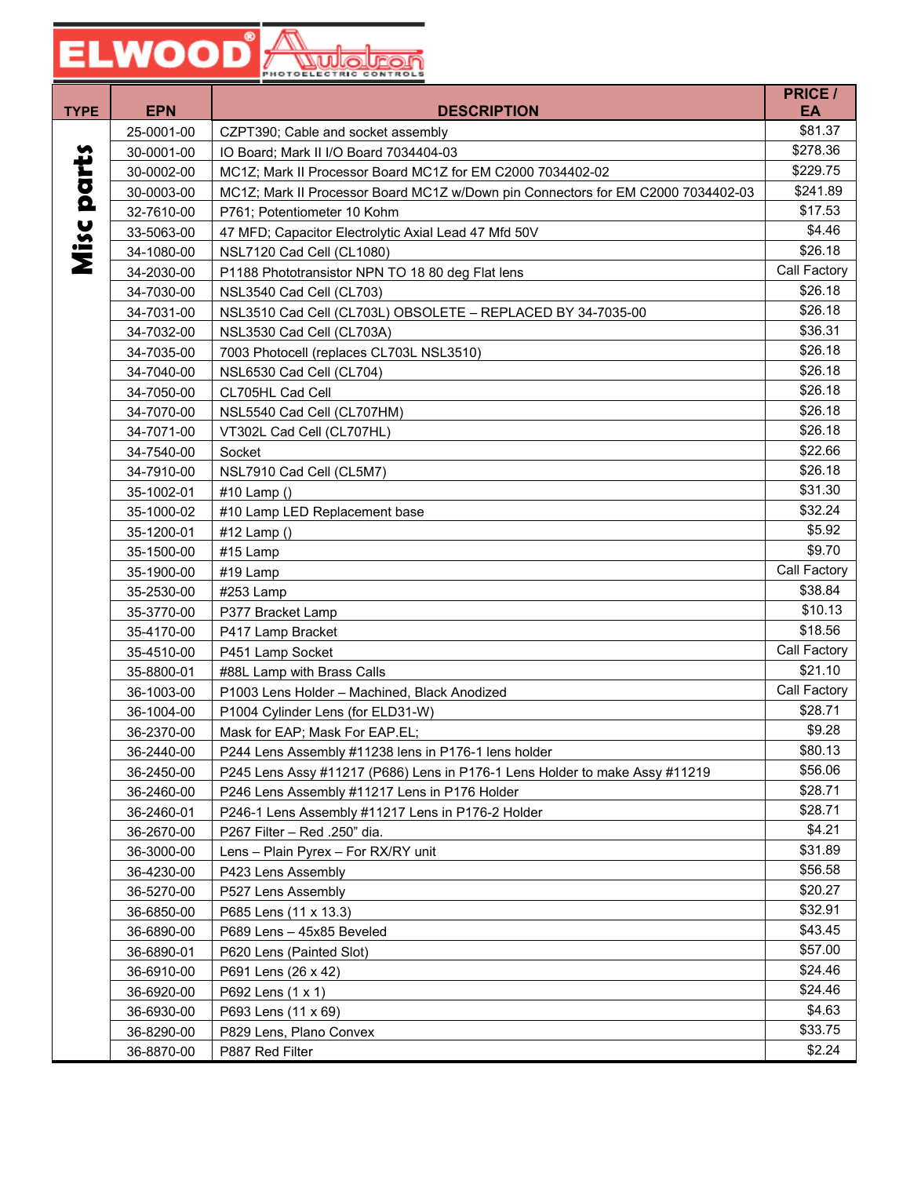ELWOOD® Autotron PHOTOELECTRIC CONTROLS

| TYPE | EPN | DESCRIPTION | PRICE / EA |
|---|---|---|---|
| Misc parts | 25-0001-00 | CZPT390; Cable and socket assembly | $81.37 |
| | 30-0001-00 | IO Board; Mark II I/O Board 7034404-03 | $278.36 |
| | 30-0002-00 | MC1Z; Mark II Processor Board MC1Z for EM C2000 7034402-02 | $229.75 |
| | 30-0003-00 | MC1Z; Mark II Processor Board MC1Z w/Down pin Connectors for EM C2000 7034402-03 | $241.89 |
| | 32-7610-00 | P761; Potentiometer 10 Kohm | $17.53 |
| | 33-5063-00 | 47 MFD; Capacitor Electrolytic Axial Lead 47 Mfd 50V | $4.46 |
| | 34-1080-00 | NSL7120 Cad Cell (CL1080) | $26.18 |
| | 34-2030-00 | P1188 Phototransistor NPN TO 18 80 deg Flat lens | Call Factory |
| | 34-7030-00 | NSL3540 Cad Cell (CL703) | $26.18 |
| | 34-7031-00 | NSL3510 Cad Cell (CL703L) OBSOLETE – REPLACED BY 34-7035-00 | $26.18 |
| | 34-7032-00 | NSL3530 Cad Cell (CL703A) | $36.31 |
| | 34-7035-00 | 7003 Photocell (replaces CL703L NSL3510) | $26.18 |
| | 34-7040-00 | NSL6530 Cad Cell (CL704) | $26.18 |
| | 34-7050-00 | CL705HL Cad Cell | $26.18 |
| | 34-7070-00 | NSL5540 Cad Cell (CL707HM) | $26.18 |
| | 34-7071-00 | VT302L Cad Cell (CL707HL) | $26.18 |
| | 34-7540-00 | Socket | $22.66 |
| | 34-7910-00 | NSL7910 Cad Cell (CL5M7) | $26.18 |
| | 35-1002-01 | #10 Lamp () | $31.30 |
| | 35-1000-02 | #10 Lamp LED Replacement base | $32.24 |
| | 35-1200-01 | #12 Lamp () | $5.92 |
| | 35-1500-00 | #15 Lamp | $9.70 |
| | 35-1900-00 | #19 Lamp | Call Factory |
| | 35-2530-00 | #253 Lamp | $38.84 |
| | 35-3770-00 | P377 Bracket Lamp | $10.13 |
| | 35-4170-00 | P417 Lamp Bracket | $18.56 |
| | 35-4510-00 | P451 Lamp Socket | Call Factory |
| | 35-8800-01 | #88L Lamp with Brass Calls | $21.10 |
| | 36-1003-00 | P1003 Lens Holder – Machined, Black Anodized | Call Factory |
| | 36-1004-00 | P1004 Cylinder Lens (for ELD31-W) | $28.71 |
| | 36-2370-00 | Mask for EAP; Mask For EAP.EL; | $9.28 |
| | 36-2440-00 | P244 Lens Assembly #11238 lens in P176-1 lens holder | $80.13 |
| | 36-2450-00 | P245 Lens Assy #11217 (P686) Lens in P176-1 Lens Holder to make Assy #11219 | $56.06 |
| | 36-2460-00 | P246 Lens Assembly #11217 Lens in P176 Holder | $28.71 |
| | 36-2460-01 | P246-1 Lens Assembly #11217 Lens in P176-2 Holder | $28.71 |
| | 36-2670-00 | P267 Filter – Red .250" dia. | $4.21 |
| | 36-3000-00 | Lens – Plain Pyrex – For RX/RY unit | $31.89 |
| | 36-4230-00 | P423 Lens Assembly | $56.58 |
| | 36-5270-00 | P527 Lens Assembly | $20.27 |
| | 36-6850-00 | P685 Lens (11 x 13.3) | $32.91 |
| | 36-6890-00 | P689 Lens – 45x85 Beveled | $43.45 |
| | 36-6890-01 | P620 Lens (Painted Slot) | $57.00 |
| | 36-6910-00 | P691 Lens (26 x 42) | $24.46 |
| | 36-6920-00 | P692 Lens (1 x 1) | $24.46 |
| | 36-6930-00 | P693 Lens (11 x 69) | $4.63 |
| | 36-8290-00 | P829 Lens, Plano Convex | $33.75 |
| | 36-8870-00 | P887 Red Filter | $2.24 |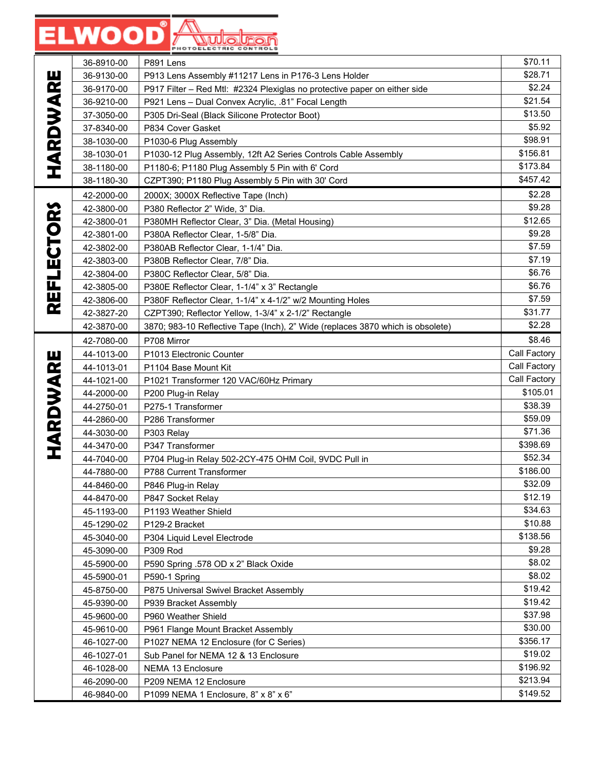ELWOOD® Autotron PHOTOELECTRIC CONTROLS

| Category | Part Number | Description | Price |
|---|---|---|---|
| HARDWARE | 36-8910-00 | P891 Lens | $70.11 |
| | 36-9130-00 | P913 Lens Assembly #11217 Lens in P176-3 Lens Holder | $28.71 |
| | 36-9170-00 | P917 Filter – Red Mtl: #2324 Plexiglas no protective paper on either side | $2.24 |
| | 36-9210-00 | P921 Lens – Dual Convex Acrylic, .81" Focal Length | $21.54 |
| | 37-3050-00 | P305 Dri-Seal (Black Silicone Protector Boot) | $13.50 |
| | 37-8340-00 | P834 Cover Gasket | $5.92 |
| | 38-1030-00 | P1030-6 Plug Assembly | $98.91 |
| | 38-1030-01 | P1030-12 Plug Assembly, 12ft A2 Series Controls Cable Assembly | $156.81 |
| | 38-1180-00 | P1180-6; P1180 Plug Assembly 5 Pin with 6' Cord | $173.84 |
| | 38-1180-30 | CZPT390; P1180 Plug Assembly 5 Pin with 30' Cord | $457.42 |
| REFLECTORS | 42-2000-00 | 2000X; 3000X Reflective Tape (Inch) | $2.28 |
| | 42-3800-00 | P380 Reflector 2" Wide, 3" Dia. | $9.28 |
| | 42-3800-01 | P380MH Reflector Clear, 3" Dia. (Metal Housing) | $12.65 |
| | 42-3801-00 | P380A Reflector Clear, 1-5/8" Dia. | $9.28 |
| | 42-3802-00 | P380AB Reflector Clear, 1-1/4" Dia. | $7.59 |
| | 42-3803-00 | P380B Reflector Clear, 7/8" Dia. | $7.19 |
| | 42-3804-00 | P380C Reflector Clear, 5/8" Dia. | $6.76 |
| | 42-3805-00 | P380E Reflector Clear, 1-1/4" x 3" Rectangle | $6.76 |
| | 42-3806-00 | P380F Reflector Clear, 1-1/4" x 4-1/2" w/2 Mounting Holes | $7.59 |
| | 42-3827-20 | CZPT390; Reflector Yellow, 1-3/4" x 2-1/2" Rectangle | $31.77 |
| | 42-3870-00 | 3870; 983-10 Reflective Tape (Inch), 2" Wide (replaces 3870 which is obsolete) | $2.28 |
| HARDWARE | 42-7080-00 | P708 Mirror | $8.46 |
| | 44-1013-00 | P1013 Electronic Counter | Call Factory |
| | 44-1013-01 | P1104 Base Mount Kit | Call Factory |
| | 44-1021-00 | P1021 Transformer 120 VAC/60Hz Primary | Call Factory |
| | 44-2000-00 | P200 Plug-in Relay | $105.01 |
| | 44-2750-01 | P275-1 Transformer | $38.39 |
| | 44-2860-00 | P286 Transformer | $59.09 |
| | 44-3030-00 | P303 Relay | $71.36 |
| | 44-3470-00 | P347 Transformer | $398.69 |
| | 44-7040-00 | P704 Plug-in Relay 502-2CY-475 OHM Coil, 9VDC Pull in | $52.34 |
| | 44-7880-00 | P788 Current Transformer | $186.00 |
| | 44-8460-00 | P846 Plug-in Relay | $32.09 |
| | 44-8470-00 | P847 Socket Relay | $12.19 |
| | 45-1193-00 | P1193 Weather Shield | $34.63 |
| | 45-1290-02 | P129-2 Bracket | $10.88 |
| | 45-3040-00 | P304 Liquid Level Electrode | $138.56 |
| | 45-3090-00 | P309 Rod | $9.28 |
| | 45-5900-00 | P590 Spring .578 OD x 2" Black Oxide | $8.02 |
| | 45-5900-01 | P590-1 Spring | $8.02 |
| | 45-8750-00 | P875 Universal Swivel Bracket Assembly | $19.42 |
| | 45-9390-00 | P939 Bracket Assembly | $19.42 |
| | 45-9600-00 | P960 Weather Shield | $37.98 |
| | 45-9610-00 | P961 Flange Mount Bracket Assembly | $30.00 |
| | 46-1027-00 | P1027 NEMA 12 Enclosure (for C Series) | $356.17 |
| | 46-1027-01 | Sub Panel for NEMA 12 & 13 Enclosure | $19.02 |
| | 46-1028-00 | NEMA 13 Enclosure | $196.92 |
| | 46-2090-00 | P209 NEMA 12 Enclosure | $213.94 |
| | 46-9840-00 | P1099 NEMA 1 Enclosure, 8" x 8" x 6" | $149.52 |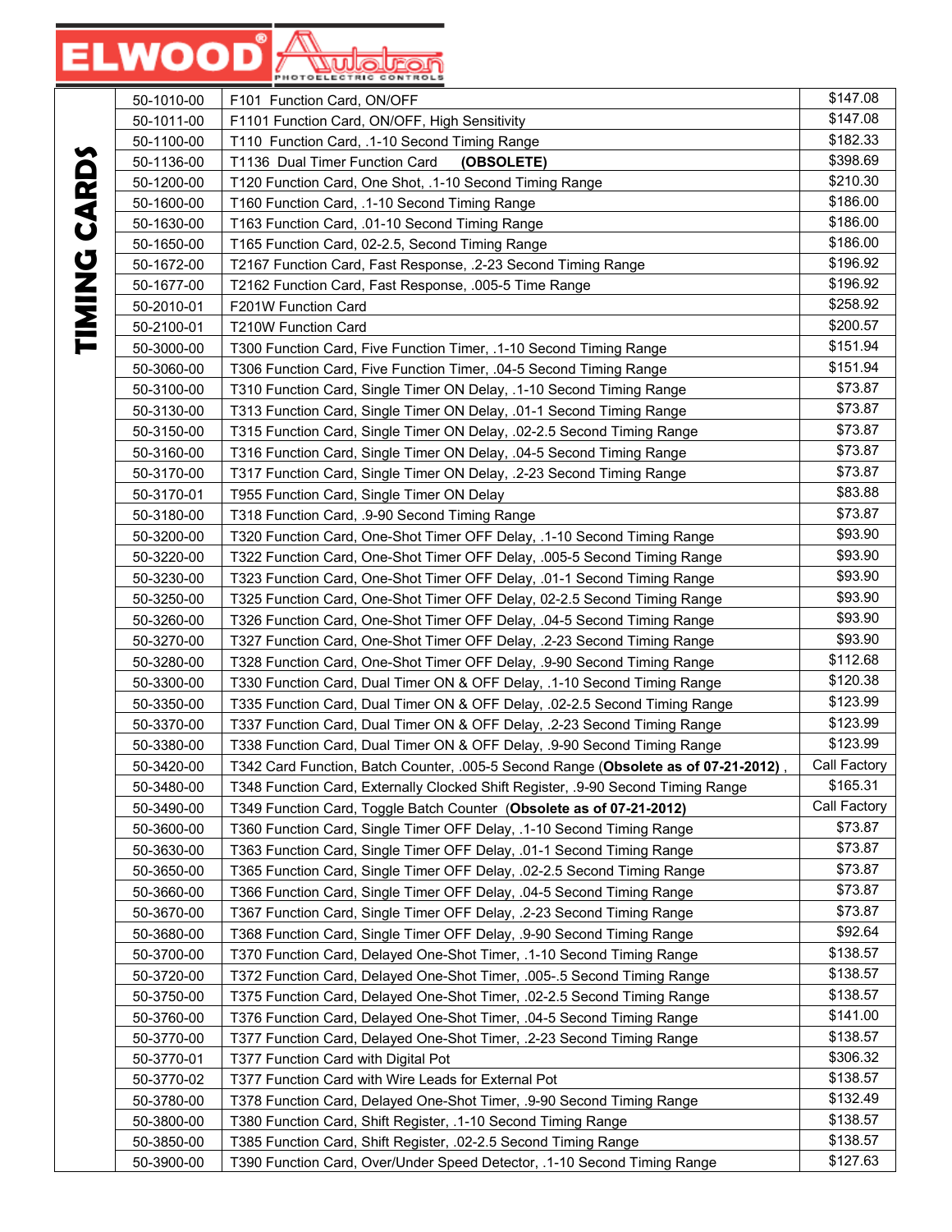**ELWOOD® Autotron PHOTOELECTRIC CONTROLS**

## TIMING CARDS

| Part Number | Description | Price |
|---|---|---|
| 50-1010-00 | F101 Function Card, ON/OFF | $147.08 |
| 50-1011-00 | F1101 Function Card, ON/OFF, High Sensitivity | $147.08 |
| 50-1100-00 | T110 Function Card, .1-10 Second Timing Range | $182.33 |
| 50-1136-00 | T1136 Dual Timer Function Card **(OBSOLETE)** | $398.69 |
| 50-1200-00 | T120 Function Card, One Shot, .1-10 Second Timing Range | $210.30 |
| 50-1600-00 | T160 Function Card, .1-10 Second Timing Range | $186.00 |
| 50-1630-00 | T163 Function Card, .01-10 Second Timing Range | $186.00 |
| 50-1650-00 | T165 Function Card, 02-2.5, Second Timing Range | $186.00 |
| 50-1672-00 | T2167 Function Card, Fast Response, .2-23 Second Timing Range | $196.92 |
| 50-1677-00 | T2162 Function Card, Fast Response, .005-5 Time Range | $196.92 |
| 50-2010-01 | F201W Function Card | $258.92 |
| 50-2100-01 | T210W Function Card | $200.57 |
| 50-3000-00 | T300 Function Card, Five Function Timer, .1-10 Second Timing Range | $151.94 |
| 50-3060-00 | T306 Function Card, Five Function Timer, .04-5 Second Timing Range | $151.94 |
| 50-3100-00 | T310 Function Card, Single Timer ON Delay, .1-10 Second Timing Range | $73.87 |
| 50-3130-00 | T313 Function Card, Single Timer ON Delay, .01-1 Second Timing Range | $73.87 |
| 50-3150-00 | T315 Function Card, Single Timer ON Delay, .02-2.5 Second Timing Range | $73.87 |
| 50-3160-00 | T316 Function Card, Single Timer ON Delay, .04-5 Second Timing Range | $73.87 |
| 50-3170-00 | T317 Function Card, Single Timer ON Delay, .2-23 Second Timing Range | $73.87 |
| 50-3170-01 | T955 Function Card, Single Timer ON Delay | $83.88 |
| 50-3180-00 | T318 Function Card, .9-90 Second Timing Range | $73.87 |
| 50-3200-00 | T320 Function Card, One-Shot Timer OFF Delay, .1-10 Second Timing Range | $93.90 |
| 50-3220-00 | T322 Function Card, One-Shot Timer OFF Delay, .005-5 Second Timing Range | $93.90 |
| 50-3230-00 | T323 Function Card, One-Shot Timer OFF Delay, .01-1 Second Timing Range | $93.90 |
| 50-3250-00 | T325 Function Card, One-Shot Timer OFF Delay, 02-2.5 Second Timing Range | $93.90 |
| 50-3260-00 | T326 Function Card, One-Shot Timer OFF Delay, .04-5 Second Timing Range | $93.90 |
| 50-3270-00 | T327 Function Card, One-Shot Timer OFF Delay, .2-23 Second Timing Range | $93.90 |
| 50-3280-00 | T328 Function Card, One-Shot Timer OFF Delay, .9-90 Second Timing Range | $112.68 |
| 50-3300-00 | T330 Function Card, Dual Timer ON & OFF Delay, .1-10 Second Timing Range | $120.38 |
| 50-3350-00 | T335 Function Card, Dual Timer ON & OFF Delay, .02-2.5 Second Timing Range | $123.99 |
| 50-3370-00 | T337 Function Card, Dual Timer ON & OFF Delay, .2-23 Second Timing Range | $123.99 |
| 50-3380-00 | T338 Function Card, Dual Timer ON & OFF Delay, .9-90 Second Timing Range | $123.99 |
| 50-3420-00 | T342 Card Function, Batch Counter, .005-5 Second Range (**Obsolete as of 07-21-2012)** , | Call Factory |
| 50-3480-00 | T348 Function Card, Externally Clocked Shift Register, .9-90 Second Timing Range | $165.31 |
| 50-3490-00 | T349 Function Card, Toggle Batch Counter (**Obsolete as of 07-21-2012)** | Call Factory |
| 50-3600-00 | T360 Function Card, Single Timer OFF Delay, .1-10 Second Timing Range | $73.87 |
| 50-3630-00 | T363 Function Card, Single Timer OFF Delay, .01-1 Second Timing Range | $73.87 |
| 50-3650-00 | T365 Function Card, Single Timer OFF Delay, .02-2.5 Second Timing Range | $73.87 |
| 50-3660-00 | T366 Function Card, Single Timer OFF Delay, .04-5 Second Timing Range | $73.87 |
| 50-3670-00 | T367 Function Card, Single Timer OFF Delay, .2-23 Second Timing Range | $73.87 |
| 50-3680-00 | T368 Function Card, Single Timer OFF Delay, .9-90 Second Timing Range | $92.64 |
| 50-3700-00 | T370 Function Card, Delayed One-Shot Timer, .1-10 Second Timing Range | $138.57 |
| 50-3720-00 | T372 Function Card, Delayed One-Shot Timer, .005-.5 Second Timing Range | $138.57 |
| 50-3750-00 | T375 Function Card, Delayed One-Shot Timer, .02-2.5 Second Timing Range | $138.57 |
| 50-3760-00 | T376 Function Card, Delayed One-Shot Timer, .04-5 Second Timing Range | $141.00 |
| 50-3770-00 | T377 Function Card, Delayed One-Shot Timer, .2-23 Second Timing Range | $138.57 |
| 50-3770-01 | T377 Function Card with Digital Pot | $306.32 |
| 50-3770-02 | T377 Function Card with Wire Leads for External Pot | $138.57 |
| 50-3780-00 | T378 Function Card, Delayed One-Shot Timer, .9-90 Second Timing Range | $132.49 |
| 50-3800-00 | T380 Function Card, Shift Register, .1-10 Second Timing Range | $138.57 |
| 50-3850-00 | T385 Function Card, Shift Register, .02-2.5 Second Timing Range | $138.57 |
| 50-3900-00 | T390 Function Card, Over/Under Speed Detector, .1-10 Second Timing Range | $127.63 |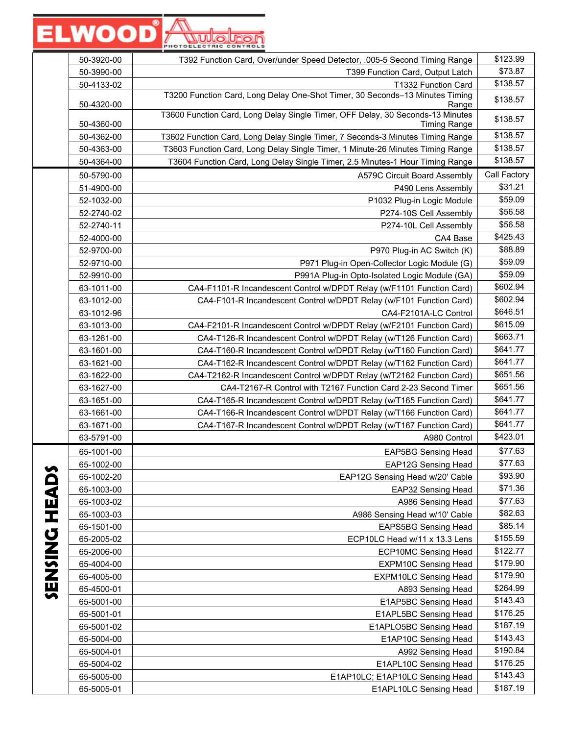| | Part Number | Description | Price |
|---|---|---|---|
| | 50-3920-00 | T392 Function Card, Over/under Speed Detector, .005-5 Second Timing Range | $123.99 |
| | 50-3990-00 | T399 Function Card, Output Latch | $73.87 |
| | 50-4133-02 | T1332 Function Card | $138.57 |
| | 50-4320-00 | T3200 Function Card, Long Delay One-Shot Timer, 30 Seconds–13 Minutes Timing Range | $138.57 |
| | 50-4360-00 | T3600 Function Card, Long Delay Single Timer, OFF Delay, 30 Seconds-13 Minutes Timing Range | $138.57 |
| | 50-4362-00 | T3602 Function Card, Long Delay Single Timer, 7 Seconds-3 Minutes Timing Range | $138.57 |
| | 50-4363-00 | T3603 Function Card, Long Delay Single Timer, 1 Minute-26 Minutes Timing Range | $138.57 |
| | 50-4364-00 | T3604 Function Card, Long Delay Single Timer, 2.5 Minutes-1 Hour Timing Range | $138.57 |
| | 50-5790-00 | A579C Circuit Board Assembly | Call Factory |
| | 51-4900-00 | P490 Lens Assembly | $31.21 |
| | 52-1032-00 | P1032 Plug-in Logic Module | $59.09 |
| | 52-2740-02 | P274-10S Cell Assembly | $56.58 |
| | 52-2740-11 | P274-10L Cell Assembly | $56.58 |
| | 52-4000-00 | CA4 Base | $425.43 |
| | 52-9700-00 | P970 Plug-in AC Switch (K) | $88.89 |
| | 52-9710-00 | P971 Plug-in Open-Collector Logic Module (G) | $59.09 |
| | 52-9910-00 | P991A Plug-in Opto-Isolated Logic Module (GA) | $59.09 |
| | 63-1011-00 | CA4-F1101-R Incandescent Control w/DPDT Relay (w/F1101 Function Card) | $602.94 |
| | 63-1012-00 | CA4-F101-R Incandescent Control w/DPDT Relay (w/F101 Function Card) | $602.94 |
| | 63-1012-96 | CA4-F2101A-LC Control | $646.51 |
| | 63-1013-00 | CA4-F2101-R Incandescent Control w/DPDT Relay (w/F2101 Function Card) | $615.09 |
| | 63-1261-00 | CA4-T126-R Incandescent Control w/DPDT Relay (w/T126 Function Card) | $663.71 |
| | 63-1601-00 | CA4-T160-R Incandescent Control w/DPDT Relay (w/T160 Function Card) | $641.77 |
| | 63-1621-00 | CA4-T162-R Incandescent Control w/DPDT Relay (w/T162 Function Card) | $641.77 |
| | 63-1622-00 | CA4-T2162-R Incandescent Control w/DPDT Relay (w/T2162 Function Card) | $651.56 |
| | 63-1627-00 | CA4-T2167-R Control with T2167 Function Card 2-23 Second Timer | $651.56 |
| | 63-1651-00 | CA4-T165-R Incandescent Control w/DPDT Relay (w/T165 Function Card) | $641.77 |
| | 63-1661-00 | CA4-T166-R Incandescent Control w/DPDT Relay (w/T166 Function Card) | $641.77 |
| | 63-1671-00 | CA4-T167-R Incandescent Control w/DPDT Relay (w/T167 Function Card) | $641.77 |
| | 63-5791-00 | A980 Control | $423.01 |
| SENSING HEADS | 65-1001-00 | EAP5BG Sensing Head | $77.63 |
| | 65-1002-00 | EAP12G Sensing Head | $77.63 |
| | 65-1002-20 | EAP12G Sensing Head w/20' Cable | $93.90 |
| | 65-1003-00 | EAP32 Sensing Head | $71.36 |
| | 65-1003-02 | A986 Sensing Head | $77.63 |
| | 65-1003-03 | A986 Sensing Head w/10' Cable | $82.63 |
| | 65-1501-00 | EAPS5BG Sensing Head | $85.14 |
| | 65-2005-02 | ECP10LC Head w/11 x 13.3 Lens | $155.59 |
| | 65-2006-00 | ECP10MC Sensing Head | $122.77 |
| | 65-4004-00 | EXPM10C Sensing Head | $179.90 |
| | 65-4005-00 | EXPM10LC Sensing Head | $179.90 |
| | 65-4500-01 | A893 Sensing Head | $264.99 |
| | 65-5001-00 | E1AP5BC Sensing Head | $143.43 |
| | 65-5001-01 | E1APL5BC Sensing Head | $176.25 |
| | 65-5001-02 | E1APLO5BC Sensing Head | $187.19 |
| | 65-5004-00 | E1AP10C Sensing Head | $143.43 |
| | 65-5004-01 | A992 Sensing Head | $190.84 |
| | 65-5004-02 | E1APL10C Sensing Head | $176.25 |
| | 65-5005-00 | E1AP10LC; E1AP10LC Sensing Head | $143.43 |
| | 65-5005-01 | E1APL10LC Sensing Head | $187.19 |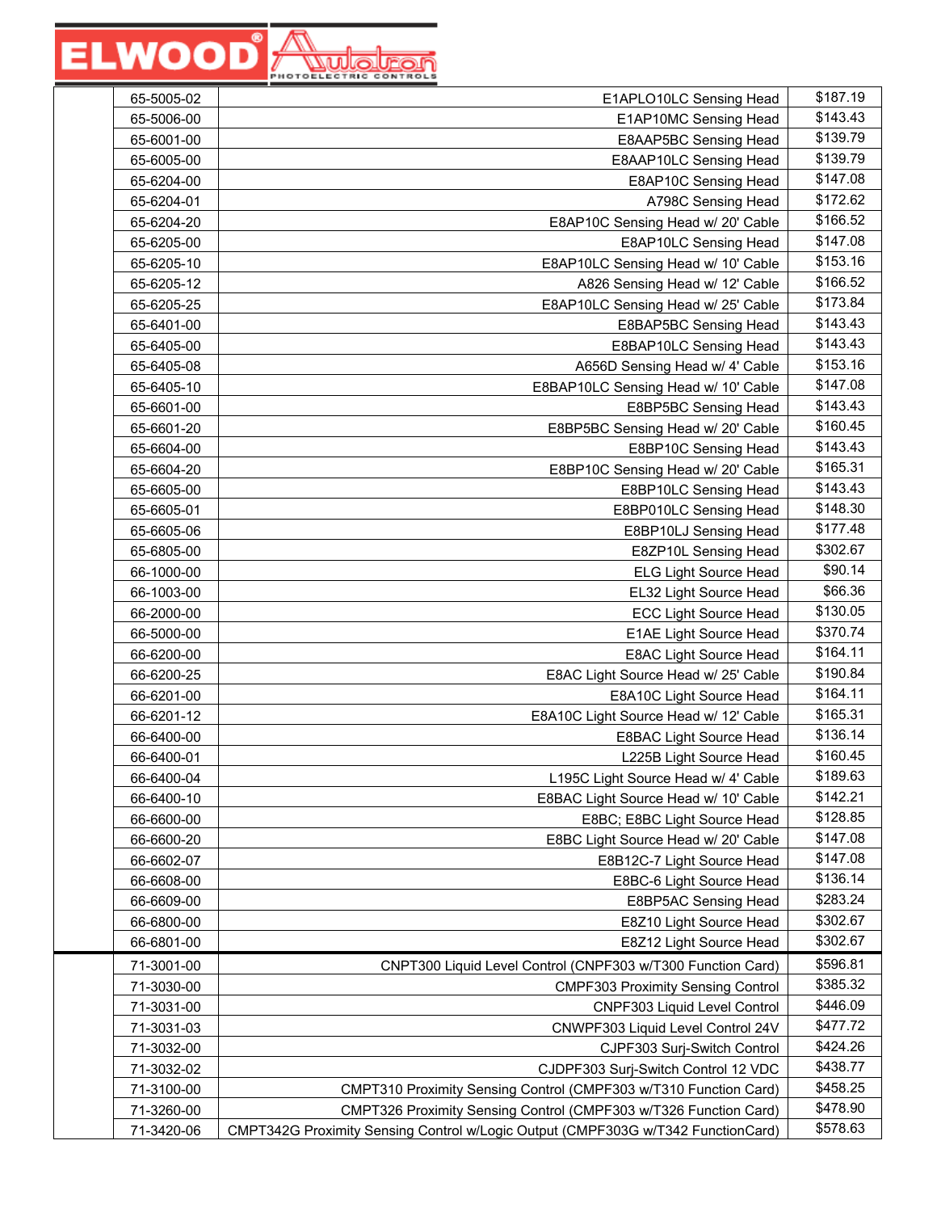| | Part No. | Description | Price |
|---|---|---|---|
| | 65-5005-02 | E1APLO10LC Sensing Head | $187.19 |
| | 65-5006-00 | E1AP10MC Sensing Head | $143.43 |
| | 65-6001-00 | E8AAP5BC Sensing Head | $139.79 |
| | 65-6005-00 | E8AAP10LC Sensing Head | $139.79 |
| | 65-6204-00 | E8AP10C Sensing Head | $147.08 |
| | 65-6204-01 | A798C Sensing Head | $172.62 |
| | 65-6204-20 | E8AP10C Sensing Head w/ 20' Cable | $166.52 |
| | 65-6205-00 | E8AP10LC Sensing Head | $147.08 |
| | 65-6205-10 | E8AP10LC Sensing Head w/ 10' Cable | $153.16 |
| | 65-6205-12 | A826 Sensing Head w/ 12' Cable | $166.52 |
| | 65-6205-25 | E8AP10LC Sensing Head w/ 25' Cable | $173.84 |
| | 65-6401-00 | E8BAP5BC Sensing Head | $143.43 |
| | 65-6405-00 | E8BAP10LC Sensing Head | $143.43 |
| | 65-6405-08 | A656D Sensing Head w/ 4' Cable | $153.16 |
| | 65-6405-10 | E8BAP10LC Sensing Head w/ 10' Cable | $147.08 |
| | 65-6601-00 | E8BP5BC Sensing Head | $143.43 |
| | 65-6601-20 | E8BP5BC Sensing Head w/ 20' Cable | $160.45 |
| | 65-6604-00 | E8BP10C Sensing Head | $143.43 |
| | 65-6604-20 | E8BP10C Sensing Head w/ 20' Cable | $165.31 |
| | 65-6605-00 | E8BP10LC Sensing Head | $143.43 |
| | 65-6605-01 | E8BP010LC Sensing Head | $148.30 |
| | 65-6605-06 | E8BP10LJ Sensing Head | $177.48 |
| | 65-6805-00 | E8ZP10L Sensing Head | $302.67 |
| | 66-1000-00 | ELG Light Source Head | $90.14 |
| | 66-1003-00 | EL32 Light Source Head | $66.36 |
| | 66-2000-00 | ECC Light Source Head | $130.05 |
| | 66-5000-00 | E1AE Light Source Head | $370.74 |
| | 66-6200-00 | E8AC Light Source Head | $164.11 |
| | 66-6200-25 | E8AC Light Source Head w/ 25' Cable | $190.84 |
| | 66-6201-00 | E8A10C Light Source Head | $164.11 |
| | 66-6201-12 | E8A10C Light Source Head w/ 12' Cable | $165.31 |
| | 66-6400-00 | E8BAC Light Source Head | $136.14 |
| | 66-6400-01 | L225B Light Source Head | $160.45 |
| | 66-6400-04 | L195C Light Source Head w/ 4' Cable | $189.63 |
| | 66-6400-10 | E8BAC Light Source Head w/ 10' Cable | $142.21 |
| | 66-6600-00 | E8BC; E8BC Light Source Head | $128.85 |
| | 66-6600-20 | E8BC Light Source Head w/ 20' Cable | $147.08 |
| | 66-6602-07 | E8B12C-7 Light Source Head | $147.08 |
| | 66-6608-00 | E8BC-6 Light Source Head | $136.14 |
| | 66-6609-00 | E8BP5AC Sensing Head | $283.24 |
| | 66-6800-00 | E8Z10 Light Source Head | $302.67 |
| | 66-6801-00 | E8Z12 Light Source Head | $302.67 |
| | 71-3001-00 | CNPT300 Liquid Level Control (CNPF303 w/T300 Function Card) | $596.81 |
| | 71-3030-00 | CMPF303 Proximity Sensing Control | $385.32 |
| | 71-3031-00 | CNPF303 Liquid Level Control | $446.09 |
| | 71-3031-03 | CNWPF303 Liquid Level Control 24V | $477.72 |
| | 71-3032-00 | CJPF303 Surj-Switch Control | $424.26 |
| | 71-3032-02 | CJDPF303 Surj-Switch Control 12 VDC | $438.77 |
| | 71-3100-00 | CMPT310 Proximity Sensing Control (CMPF303 w/T310 Function Card) | $458.25 |
| | 71-3260-00 | CMPT326 Proximity Sensing Control (CMPF303 w/T326 Function Card) | $478.90 |
| | 71-3420-06 | CMPT342G Proximity Sensing Control w/Logic Output (CMPF303G w/T342 FunctionCard) | $578.63 |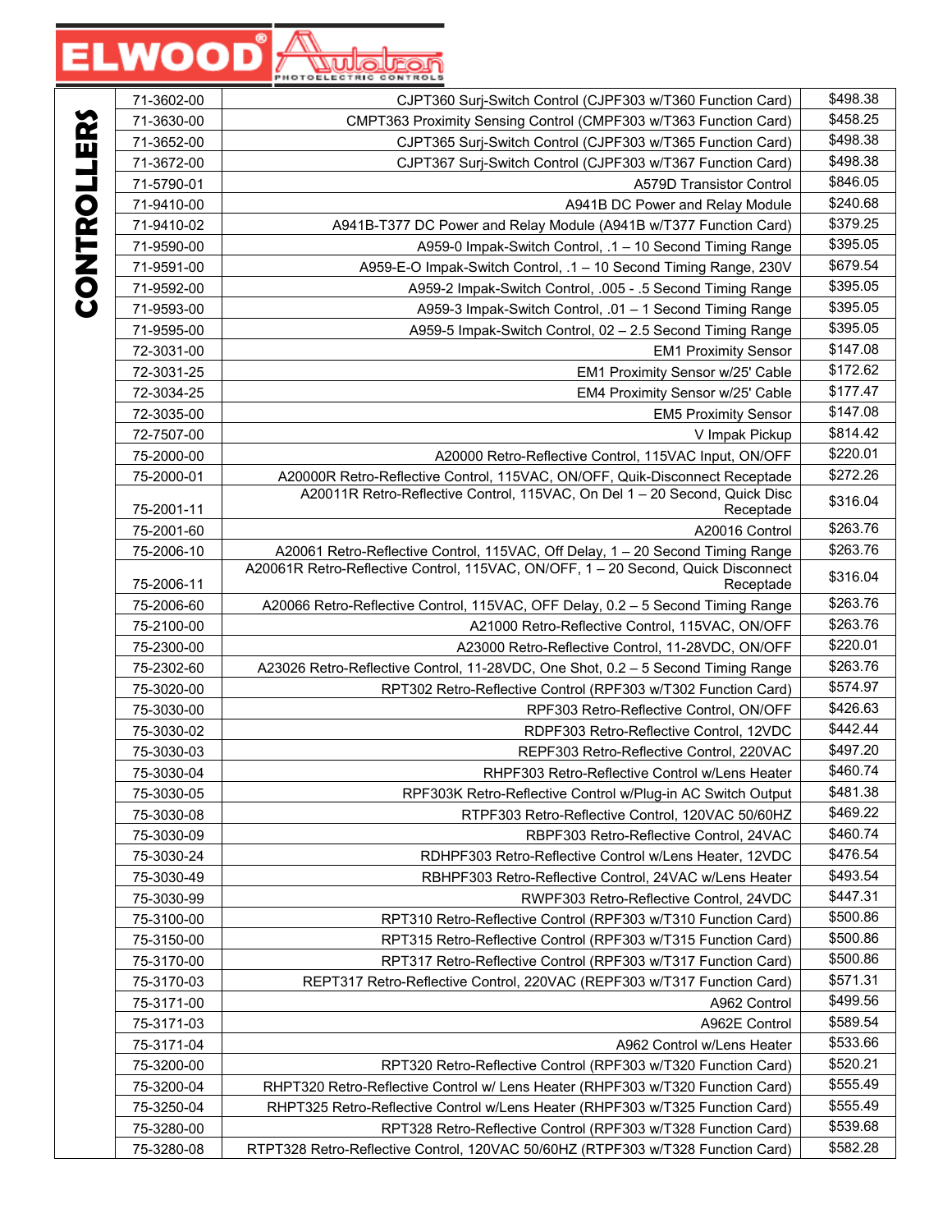# ELWOOD Autotron PHOTOELECTRIC CONTROLS

## CONTROLLERS

| Part Number | Description | Price |
|---|---|---|
| 71-3602-00 | CJPT360 Surj-Switch Control (CJPF303 w/T360 Function Card) | $498.38 |
| 71-3630-00 | CMPT363 Proximity Sensing Control (CMPF303 w/T363 Function Card) | $458.25 |
| 71-3652-00 | CJPT365 Surj-Switch Control (CJPF303 w/T365 Function Card) | $498.38 |
| 71-3672-00 | CJPT367 Surj-Switch Control (CJPF303 w/T367 Function Card) | $498.38 |
| 71-5790-01 | A579D Transistor Control | $846.05 |
| 71-9410-00 | A941B DC Power and Relay Module | $240.68 |
| 71-9410-02 | A941B-T377 DC Power and Relay Module (A941B w/T377 Function Card) | $379.25 |
| 71-9590-00 | A959-0 Impak-Switch Control, .1 – 10 Second Timing Range | $395.05 |
| 71-9591-00 | A959-E-O Impak-Switch Control, .1 – 10 Second Timing Range, 230V | $679.54 |
| 71-9592-00 | A959-2 Impak-Switch Control, .005 - .5 Second Timing Range | $395.05 |
| 71-9593-00 | A959-3 Impak-Switch Control, .01 – 1 Second Timing Range | $395.05 |
| 71-9595-00 | A959-5 Impak-Switch Control, 02 – 2.5 Second Timing Range | $395.05 |
| 72-3031-00 | EM1 Proximity Sensor | $147.08 |
| 72-3031-25 | EM1 Proximity Sensor w/25' Cable | $172.62 |
| 72-3034-25 | EM4 Proximity Sensor w/25' Cable | $177.47 |
| 72-3035-00 | EM5 Proximity Sensor | $147.08 |
| 72-7507-00 | V Impak Pickup | $814.42 |
| 75-2000-00 | A20000 Retro-Reflective Control, 115VAC Input, ON/OFF | $220.01 |
| 75-2000-01 | A20000R Retro-Reflective Control, 115VAC, ON/OFF, Quik-Disconnect Receptade | $272.26 |
| 75-2001-11 | A20011R Retro-Reflective Control, 115VAC, On Del 1 – 20 Second, Quick Disc Receptade | $316.04 |
| 75-2001-60 | A20016 Control | $263.76 |
| 75-2006-10 | A20061 Retro-Reflective Control, 115VAC, Off Delay, 1 – 20 Second Timing Range | $263.76 |
| 75-2006-11 | A20061R Retro-Reflective Control, 115VAC, ON/OFF, 1 – 20 Second, Quick Disconnect Receptade | $316.04 |
| 75-2006-60 | A20066 Retro-Reflective Control, 115VAC, OFF Delay, 0.2 – 5 Second Timing Range | $263.76 |
| 75-2100-00 | A21000 Retro-Reflective Control, 115VAC, ON/OFF | $263.76 |
| 75-2300-00 | A23000 Retro-Reflective Control, 11-28VDC, ON/OFF | $220.01 |
| 75-2302-60 | A23026 Retro-Reflective Control, 11-28VDC, One Shot, 0.2 – 5 Second Timing Range | $263.76 |
| 75-3020-00 | RPT302 Retro-Reflective Control (RPF303 w/T302 Function Card) | $574.97 |
| 75-3030-00 | RPF303 Retro-Reflective Control, ON/OFF | $426.63 |
| 75-3030-02 | RDPF303 Retro-Reflective Control, 12VDC | $442.44 |
| 75-3030-03 | REPF303 Retro-Reflective Control, 220VAC | $497.20 |
| 75-3030-04 | RHPF303 Retro-Reflective Control w/Lens Heater | $460.74 |
| 75-3030-05 | RPF303K Retro-Reflective Control w/Plug-in AC Switch Output | $481.38 |
| 75-3030-08 | RTPF303 Retro-Reflective Control, 120VAC 50/60HZ | $469.22 |
| 75-3030-09 | RBPF303 Retro-Reflective Control, 24VAC | $460.74 |
| 75-3030-24 | RDHPF303 Retro-Reflective Control w/Lens Heater, 12VDC | $476.54 |
| 75-3030-49 | RBHPF303 Retro-Reflective Control, 24VAC w/Lens Heater | $493.54 |
| 75-3030-99 | RWPF303 Retro-Reflective Control, 24VDC | $447.31 |
| 75-3100-00 | RPT310 Retro-Reflective Control (RPF303 w/T310 Function Card) | $500.86 |
| 75-3150-00 | RPT315 Retro-Reflective Control (RPF303 w/T315 Function Card) | $500.86 |
| 75-3170-00 | RPT317 Retro-Reflective Control (RPF303 w/T317 Function Card) | $500.86 |
| 75-3170-03 | REPT317 Retro-Reflective Control, 220VAC (REPF303 w/T317 Function Card) | $571.31 |
| 75-3171-00 | A962 Control | $499.56 |
| 75-3171-03 | A962E Control | $589.54 |
| 75-3171-04 | A962 Control w/Lens Heater | $533.66 |
| 75-3200-00 | RPT320 Retro-Reflective Control (RPF303 w/T320 Function Card) | $520.21 |
| 75-3200-04 | RHPT320 Retro-Reflective Control w/ Lens Heater (RHPF303 w/T320 Function Card) | $555.49 |
| 75-3250-04 | RHPT325 Retro-Reflective Control w/Lens Heater (RHPF303 w/T325 Function Card) | $555.49 |
| 75-3280-00 | RPT328 Retro-Reflective Control (RPF303 w/T328 Function Card) | $539.68 |
| 75-3280-08 | RTPT328 Retro-Reflective Control, 120VAC 50/60HZ (RTPF303 w/T328 Function Card) | $582.28 |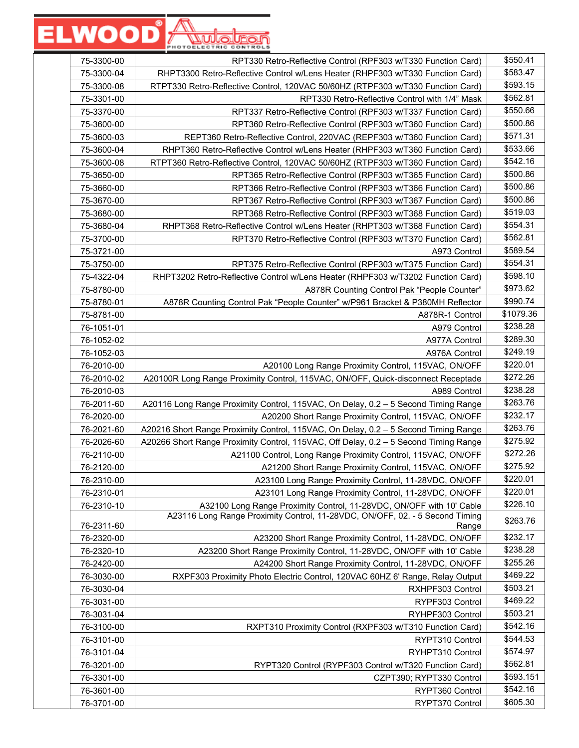ELWOOD® Autotron PHOTOELECTRIC CONTROLS

| | | | |
|---|---|---|---|
| | 75-3300-00 | RPT330 Retro-Reflective Control (RPF303 w/T330 Function Card) | $550.41 |
| | 75-3300-04 | RHPT3300 Retro-Reflective Control w/Lens Heater (RHPF303 w/T330 Function Card) | $583.47 |
| | 75-3300-08 | RTPT330 Retro-Reflective Control, 120VAC 50/60HZ (RTPF303 w/T330 Function Card) | $593.15 |
| | 75-3301-00 | RPT330 Retro-Reflective Control with 1/4" Mask | $562.81 |
| | 75-3370-00 | RPT337 Retro-Reflective Control (RPF303 w/T337 Function Card) | $550.66 |
| | 75-3600-00 | RPT360 Retro-Reflective Control (RPF303 w/T360 Function Card) | $500.86 |
| | 75-3600-03 | REPT360 Retro-Reflective Control, 220VAC (REPF303 w/T360 Function Card) | $571.31 |
| | 75-3600-04 | RHPT360 Retro-Reflective Control w/Lens Heater (RHPF303 w/T360 Function Card) | $533.66 |
| | 75-3600-08 | RTPT360 Retro-Reflective Control, 120VAC 50/60HZ (RTPF303 w/T360 Function Card) | $542.16 |
| | 75-3650-00 | RPT365 Retro-Reflective Control (RPF303 w/T365 Function Card) | $500.86 |
| | 75-3660-00 | RPT366 Retro-Reflective Control (RPF303 w/T366 Function Card) | $500.86 |
| | 75-3670-00 | RPT367 Retro-Reflective Control (RPF303 w/T367 Function Card) | $500.86 |
| | 75-3680-00 | RPT368 Retro-Reflective Control (RPF303 w/T368 Function Card) | $519.03 |
| | 75-3680-04 | RHPT368 Retro-Reflective Control w/Lens Heater (RHPT303 w/T368 Function Card) | $554.31 |
| | 75-3700-00 | RPT370 Retro-Reflective Control (RPF303 w/T370 Function Card) | $562.81 |
| | 75-3721-00 | A973 Control | $589.54 |
| | 75-3750-00 | RPT375 Retro-Reflective Control (RPF303 w/T375 Function Card) | $554.31 |
| | 75-4322-04 | RHPT3202 Retro-Reflective Control w/Lens Heater (RHPF303 w/T3202 Function Card) | $598.10 |
| | 75-8780-00 | A878R Counting Control Pak "People Counter" | $973.62 |
| | 75-8780-01 | A878R Counting Control Pak "People Counter" w/P961 Bracket & P380MH Reflector | $990.74 |
| | 75-8781-00 | A878R-1 Control | $1079.36 |
| | 76-1051-01 | A979 Control | $238.28 |
| | 76-1052-02 | A977A Control | $289.30 |
| | 76-1052-03 | A976A Control | $249.19 |
| | 76-2010-00 | A20100 Long Range Proximity Control, 115VAC, ON/OFF | $220.01 |
| | 76-2010-02 | A20100R Long Range Proximity Control, 115VAC, ON/OFF, Quick-disconnect Receptade | $272.26 |
| | 76-2010-03 | A989 Control | $238.28 |
| | 76-2011-60 | A20116 Long Range Proximity Control, 115VAC, On Delay, 0.2 – 5 Second Timing Range | $263.76 |
| | 76-2020-00 | A20200 Short Range Proximity Control, 115VAC, ON/OFF | $232.17 |
| | 76-2021-60 | A20216 Short Range Proximity Control, 115VAC, On Delay, 0.2 – 5 Second Timing Range | $263.76 |
| | 76-2026-60 | A20266 Short Range Proximity Control, 115VAC, Off Delay, 0.2 – 5 Second Timing Range | $275.92 |
| | 76-2110-00 | A21100 Control, Long Range Proximity Control, 115VAC, ON/OFF | $272.26 |
| | 76-2120-00 | A21200 Short Range Proximity Control, 115VAC, ON/OFF | $275.92 |
| | 76-2310-00 | A23100 Long Range Proximity Control, 11-28VDC, ON/OFF | $220.01 |
| | 76-2310-01 | A23101 Long Range Proximity Control, 11-28VDC, ON/OFF | $220.01 |
| | 76-2310-10 | A32100 Long Range Proximity Control, 11-28VDC, ON/OFF with 10' Cable | $226.10 |
| | 76-2311-60 | A23116 Long Range Proximity Control, 11-28VDC, ON/OFF, 02. - 5 Second Timing Range | $263.76 |
| | 76-2320-00 | A23200 Short Range Proximity Control, 11-28VDC, ON/OFF | $232.17 |
| | 76-2320-10 | A23200 Short Range Proximity Control, 11-28VDC, ON/OFF with 10' Cable | $238.28 |
| | 76-2420-00 | A24200 Short Range Proximity Control, 11-28VDC, ON/OFF | $255.26 |
| | 76-3030-00 | RXPF303 Proximity Photo Electric Control, 120VAC 60HZ 6' Range, Relay Output | $469.22 |
| | 76-3030-04 | RXHPF303 Control | $503.21 |
| | 76-3031-00 | RYPF303 Control | $469.22 |
| | 76-3031-04 | RYHPF303 Control | $503.21 |
| | 76-3100-00 | RXPT310 Proximity Control (RXPF303 w/T310 Function Card) | $542.16 |
| | 76-3101-00 | RYPT310 Control | $544.53 |
| | 76-3101-04 | RYHPT310 Control | $574.97 |
| | 76-3201-00 | RYPT320 Control (RYPF303 Control w/T320 Function Card) | $562.81 |
| | 76-3301-00 | CZPT390; RYPT330 Control | $593.151 |
| | 76-3601-00 | RYPT360 Control | $542.16 |
| | 76-3701-00 | RYPT370 Control | $605.30 |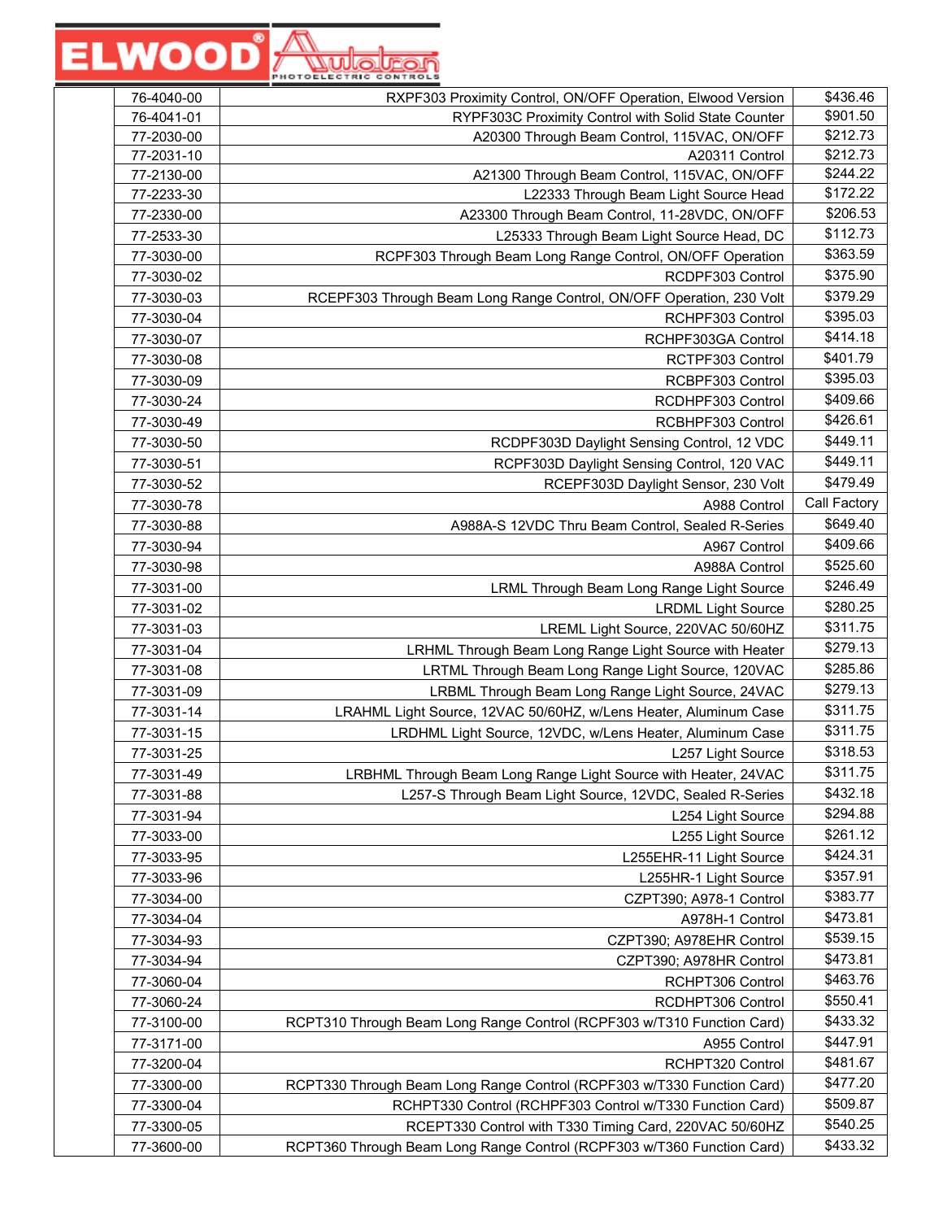ELWOOD® Autotron PHOTOELECTRIC CONTROLS

| | | | |
|---|---|---|---|
| | 76-4040-00 | RXPF303 Proximity Control, ON/OFF Operation, Elwood Version | $436.46 |
| | 76-4041-01 | RYPF303C Proximity Control with Solid State Counter | $901.50 |
| | 77-2030-00 | A20300 Through Beam Control, 115VAC, ON/OFF | $212.73 |
| | 77-2031-10 | A20311 Control | $212.73 |
| | 77-2130-00 | A21300 Through Beam Control, 115VAC, ON/OFF | $244.22 |
| | 77-2233-30 | L22333 Through Beam Light Source Head | $172.22 |
| | 77-2330-00 | A23300 Through Beam Control, 11-28VDC, ON/OFF | $206.53 |
| | 77-2533-30 | L25333 Through Beam Light Source Head, DC | $112.73 |
| | 77-3030-00 | RCPF303 Through Beam Long Range Control, ON/OFF Operation | $363.59 |
| | 77-3030-02 | RCDPF303 Control | $375.90 |
| | 77-3030-03 | RCEPF303 Through Beam Long Range Control, ON/OFF Operation, 230 Volt | $379.29 |
| | 77-3030-04 | RCHPF303 Control | $395.03 |
| | 77-3030-07 | RCHPF303GA Control | $414.18 |
| | 77-3030-08 | RCTPF303 Control | $401.79 |
| | 77-3030-09 | RCBPF303 Control | $395.03 |
| | 77-3030-24 | RCDHPF303 Control | $409.66 |
| | 77-3030-49 | RCBHPF303 Control | $426.61 |
| | 77-3030-50 | RCDPF303D Daylight Sensing Control, 12 VDC | $449.11 |
| | 77-3030-51 | RCPF303D Daylight Sensing Control, 120 VAC | $449.11 |
| | 77-3030-52 | RCEPF303D Daylight Sensor, 230 Volt | $479.49 |
| | 77-3030-78 | A988 Control | Call Factory |
| | 77-3030-88 | A988A-S 12VDC Thru Beam Control, Sealed R-Series | $649.40 |
| | 77-3030-94 | A967 Control | $409.66 |
| | 77-3030-98 | A988A Control | $525.60 |
| | 77-3031-00 | LRML Through Beam Long Range Light Source | $246.49 |
| | 77-3031-02 | LRDML Light Source | $280.25 |
| | 77-3031-03 | LREML Light Source, 220VAC 50/60HZ | $311.75 |
| | 77-3031-04 | LRHML Through Beam Long Range Light Source with Heater | $279.13 |
| | 77-3031-08 | LRTML Through Beam Long Range Light Source, 120VAC | $285.86 |
| | 77-3031-09 | LRBML Through Beam Long Range Light Source, 24VAC | $279.13 |
| | 77-3031-14 | LRAHML Light Source, 12VAC 50/60HZ, w/Lens Heater, Aluminum Case | $311.75 |
| | 77-3031-15 | LRDHML Light Source, 12VDC, w/Lens Heater, Aluminum Case | $311.75 |
| | 77-3031-25 | L257 Light Source | $318.53 |
| | 77-3031-49 | LRBHML Through Beam Long Range Light Source with Heater, 24VAC | $311.75 |
| | 77-3031-88 | L257-S Through Beam Light Source, 12VDC, Sealed R-Series | $432.18 |
| | 77-3031-94 | L254 Light Source | $294.88 |
| | 77-3033-00 | L255 Light Source | $261.12 |
| | 77-3033-95 | L255EHR-11 Light Source | $424.31 |
| | 77-3033-96 | L255HR-1 Light Source | $357.91 |
| | 77-3034-00 | CZPT390; A978-1 Control | $383.77 |
| | 77-3034-04 | A978H-1 Control | $473.81 |
| | 77-3034-93 | CZPT390; A978EHR Control | $539.15 |
| | 77-3034-94 | CZPT390; A978HR Control | $473.81 |
| | 77-3060-04 | RCHPT306 Control | $463.76 |
| | 77-3060-24 | RCDHPT306 Control | $550.41 |
| | 77-3100-00 | RCPT310 Through Beam Long Range Control (RCPF303 w/T310 Function Card) | $433.32 |
| | 77-3171-00 | A955 Control | $447.91 |
| | 77-3200-04 | RCHPT320 Control | $481.67 |
| | 77-3300-00 | RCPT330 Through Beam Long Range Control (RCPF303 w/T330 Function Card) | $477.20 |
| | 77-3300-04 | RCHPT330 Control (RCHPF303 Control w/T330 Function Card) | $509.87 |
| | 77-3300-05 | RCEPT330 Control with T330 Timing Card, 220VAC 50/60HZ | $540.25 |
| | 77-3600-00 | RCPT360 Through Beam Long Range Control (RCPF303 w/T360 Function Card) | $433.32 |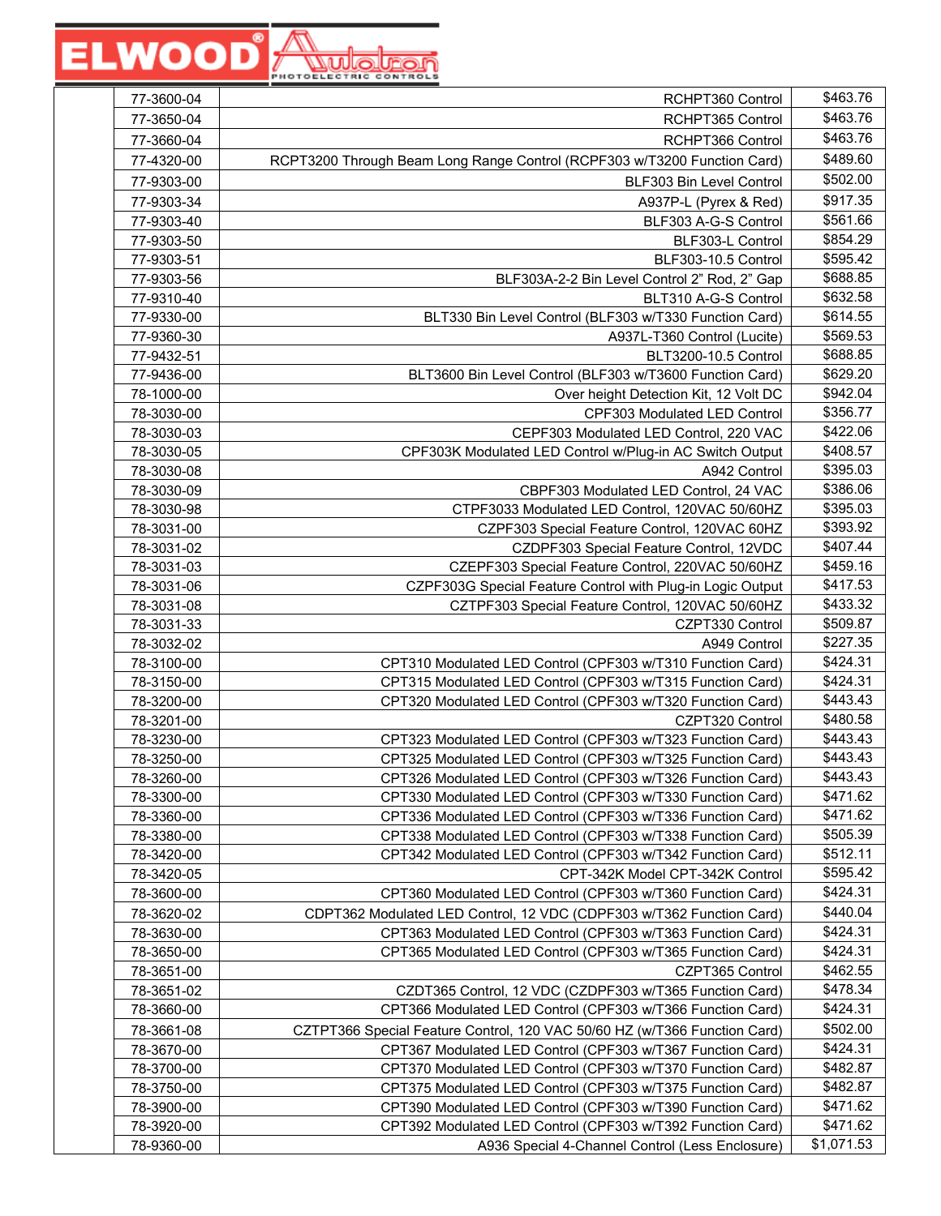| | | | |
|---|---|---|---|
| | 77-3600-04 | RCHPT360 Control | $463.76 |
| | 77-3650-04 | RCHPT365 Control | $463.76 |
| | 77-3660-04 | RCHPT366 Control | $463.76 |
| | 77-4320-00 | RCPT3200 Through Beam Long Range Control (RCPF303 w/T3200 Function Card) | $489.60 |
| | 77-9303-00 | BLF303 Bin Level Control | $502.00 |
| | 77-9303-34 | A937P-L (Pyrex & Red) | $917.35 |
| | 77-9303-40 | BLF303 A-G-S Control | $561.66 |
| | 77-9303-50 | BLF303-L Control | $854.29 |
| | 77-9303-51 | BLF303-10.5 Control | $595.42 |
| | 77-9303-56 | BLF303A-2-2 Bin Level Control 2" Rod, 2" Gap | $688.85 |
| | 77-9310-40 | BLT310 A-G-S Control | $632.58 |
| | 77-9330-00 | BLT330 Bin Level Control (BLF303 w/T330 Function Card) | $614.55 |
| | 77-9360-30 | A937L-T360 Control (Lucite) | $569.53 |
| | 77-9432-51 | BLT3200-10.5 Control | $688.85 |
| | 77-9436-00 | BLT3600 Bin Level Control (BLF303 w/T3600 Function Card) | $629.20 |
| | 78-1000-00 | Over height Detection Kit, 12 Volt DC | $942.04 |
| | 78-3030-00 | CPF303 Modulated LED Control | $356.77 |
| | 78-3030-03 | CEPF303 Modulated LED Control, 220 VAC | $422.06 |
| | 78-3030-05 | CPF303K Modulated LED Control w/Plug-in AC Switch Output | $408.57 |
| | 78-3030-08 | A942 Control | $395.03 |
| | 78-3030-09 | CBPF303 Modulated LED Control, 24 VAC | $386.06 |
| | 78-3030-98 | CTPF3033 Modulated LED Control, 120VAC 50/60HZ | $395.03 |
| | 78-3031-00 | CZPF303 Special Feature Control, 120VAC 60HZ | $393.92 |
| | 78-3031-02 | CZDPF303 Special Feature Control, 12VDC | $407.44 |
| | 78-3031-03 | CZEPF303 Special Feature Control, 220VAC 50/60HZ | $459.16 |
| | 78-3031-06 | CZPF303G Special Feature Control with Plug-in Logic Output | $417.53 |
| | 78-3031-08 | CZTPF303 Special Feature Control, 120VAC 50/60HZ | $433.32 |
| | 78-3031-33 | CZPT330 Control | $509.87 |
| | 78-3032-02 | A949 Control | $227.35 |
| | 78-3100-00 | CPT310 Modulated LED Control (CPF303 w/T310 Function Card) | $424.31 |
| | 78-3150-00 | CPT315 Modulated LED Control (CPF303 w/T315 Function Card) | $424.31 |
| | 78-3200-00 | CPT320 Modulated LED Control (CPF303 w/T320 Function Card) | $443.43 |
| | 78-3201-00 | CZPT320 Control | $480.58 |
| | 78-3230-00 | CPT323 Modulated LED Control (CPF303 w/T323 Function Card) | $443.43 |
| | 78-3250-00 | CPT325 Modulated LED Control (CPF303 w/T325 Function Card) | $443.43 |
| | 78-3260-00 | CPT326 Modulated LED Control (CPF303 w/T326 Function Card) | $443.43 |
| | 78-3300-00 | CPT330 Modulated LED Control (CPF303 w/T330 Function Card) | $471.62 |
| | 78-3360-00 | CPT336 Modulated LED Control (CPF303 w/T336 Function Card) | $471.62 |
| | 78-3380-00 | CPT338 Modulated LED Control (CPF303 w/T338 Function Card) | $505.39 |
| | 78-3420-00 | CPT342 Modulated LED Control (CPF303 w/T342 Function Card) | $512.11 |
| | 78-3420-05 | CPT-342K Model CPT-342K Control | $595.42 |
| | 78-3600-00 | CPT360 Modulated LED Control (CPF303 w/T360 Function Card) | $424.31 |
| | 78-3620-02 | CDPT362 Modulated LED Control, 12 VDC (CDPF303 w/T362 Function Card) | $440.04 |
| | 78-3630-00 | CPT363 Modulated LED Control (CPF303 w/T363 Function Card) | $424.31 |
| | 78-3650-00 | CPT365 Modulated LED Control (CPF303 w/T365 Function Card) | $424.31 |
| | 78-3651-00 | CZPT365 Control | $462.55 |
| | 78-3651-02 | CZDT365 Control, 12 VDC (CZDPF303 w/T365 Function Card) | $478.34 |
| | 78-3660-00 | CPT366 Modulated LED Control (CPF303 w/T366 Function Card) | $424.31 |
| | 78-3661-08 | CZTPT366 Special Feature Control, 120 VAC 50/60 HZ (w/T366 Function Card) | $502.00 |
| | 78-3670-00 | CPT367 Modulated LED Control (CPF303 w/T367 Function Card) | $424.31 |
| | 78-3700-00 | CPT370 Modulated LED Control (CPF303 w/T370 Function Card) | $482.87 |
| | 78-3750-00 | CPT375 Modulated LED Control (CPF303 w/T375 Function Card) | $482.87 |
| | 78-3900-00 | CPT390 Modulated LED Control (CPF303 w/T390 Function Card) | $471.62 |
| | 78-3920-00 | CPT392 Modulated LED Control (CPF303 w/T392 Function Card) | $471.62 |
| | 78-9360-00 | A936 Special 4-Channel Control (Less Enclosure) | $1,071.53 |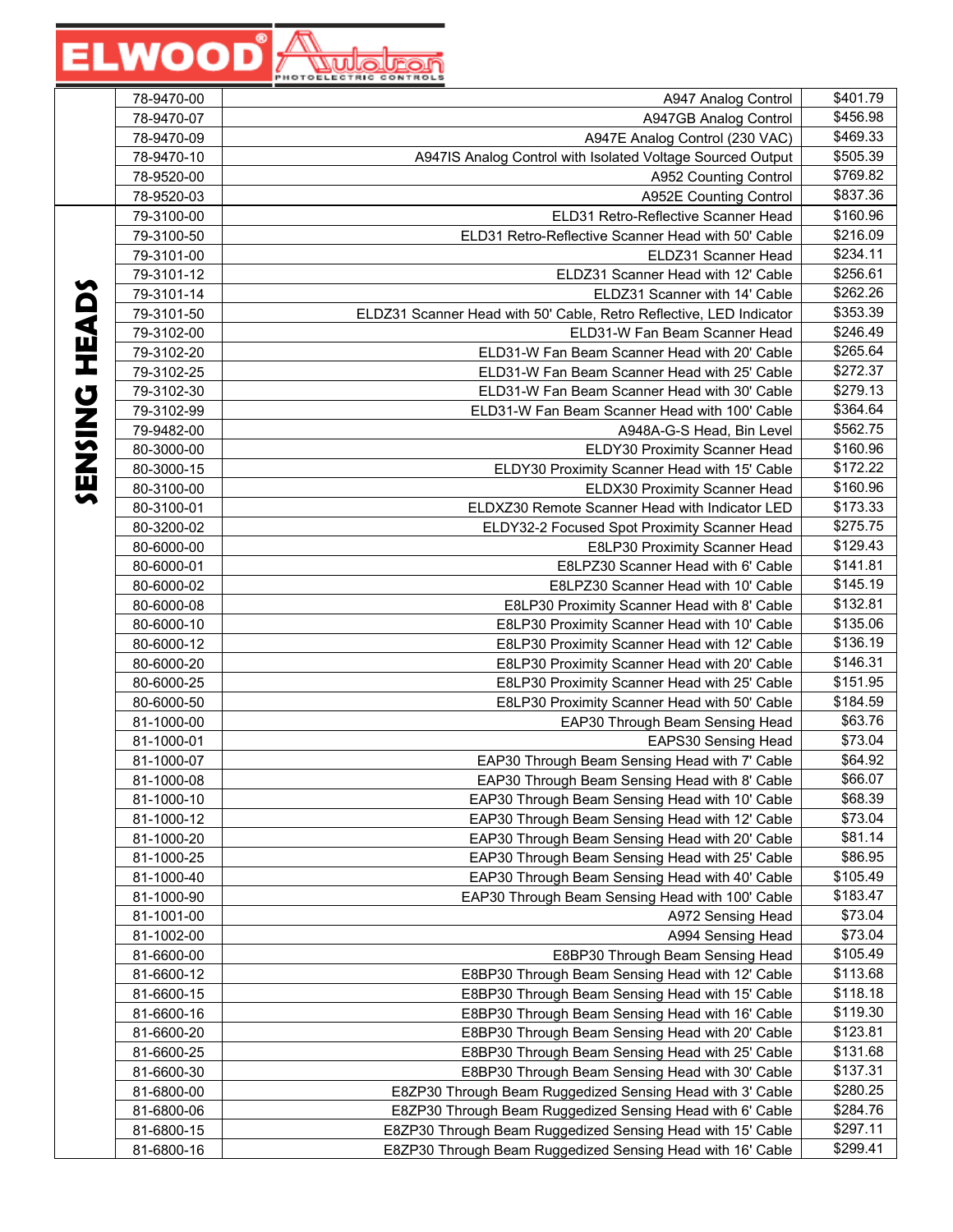# ELWOOD Autotron PHOTOELECTRIC CONTROLS

| | | | |
|---|---|---|---|
| | 78-9470-00 | A947 Analog Control | $401.79 |
| | 78-9470-07 | A947GB Analog Control | $456.98 |
| | 78-9470-09 | A947E Analog Control (230 VAC) | $469.33 |
| | 78-9470-10 | A947IS Analog Control with Isolated Voltage Sourced Output | $505.39 |
| | 78-9520-00 | A952 Counting Control | $769.82 |
| | 78-9520-03 | A952E Counting Control | $837.36 |
| SENSING HEADS | 79-3100-00 | ELD31 Retro-Reflective Scanner Head | $160.96 |
| | 79-3100-50 | ELD31 Retro-Reflective Scanner Head with 50' Cable | $216.09 |
| | 79-3101-00 | ELDZ31 Scanner Head | $234.11 |
| | 79-3101-12 | ELDZ31 Scanner Head with 12' Cable | $256.61 |
| | 79-3101-14 | ELDZ31 Scanner with 14' Cable | $262.26 |
| | 79-3101-50 | ELDZ31 Scanner Head with 50' Cable, Retro Reflective, LED Indicator | $353.39 |
| | 79-3102-00 | ELD31-W Fan Beam Scanner Head | $246.49 |
| | 79-3102-20 | ELD31-W Fan Beam Scanner Head with 20' Cable | $265.64 |
| | 79-3102-25 | ELD31-W Fan Beam Scanner Head with 25' Cable | $272.37 |
| | 79-3102-30 | ELD31-W Fan Beam Scanner Head with 30' Cable | $279.13 |
| | 79-3102-99 | ELD31-W Fan Beam Scanner Head with 100' Cable | $364.64 |
| | 79-9482-00 | A948A-G-S Head, Bin Level | $562.75 |
| | 80-3000-00 | ELDY30 Proximity Scanner Head | $160.96 |
| | 80-3000-15 | ELDY30 Proximity Scanner Head with 15' Cable | $172.22 |
| | 80-3100-00 | ELDX30 Proximity Scanner Head | $160.96 |
| | 80-3100-01 | ELDXZ30 Remote Scanner Head with Indicator LED | $173.33 |
| | 80-3200-02 | ELDY32-2 Focused Spot Proximity Scanner Head | $275.75 |
| | 80-6000-00 | E8LP30 Proximity Scanner Head | $129.43 |
| | 80-6000-01 | E8LPZ30 Scanner Head with 6' Cable | $141.81 |
| | 80-6000-02 | E8LPZ30 Scanner Head with 10' Cable | $145.19 |
| | 80-6000-08 | E8LP30 Proximity Scanner Head with 8' Cable | $132.81 |
| | 80-6000-10 | E8LP30 Proximity Scanner Head with 10' Cable | $135.06 |
| | 80-6000-12 | E8LP30 Proximity Scanner Head with 12' Cable | $136.19 |
| | 80-6000-20 | E8LP30 Proximity Scanner Head with 20' Cable | $146.31 |
| | 80-6000-25 | E8LP30 Proximity Scanner Head with 25' Cable | $151.95 |
| | 80-6000-50 | E8LP30 Proximity Scanner Head with 50' Cable | $184.59 |
| | 81-1000-00 | EAP30 Through Beam Sensing Head | $63.76 |
| | 81-1000-01 | EAPS30 Sensing Head | $73.04 |
| | 81-1000-07 | EAP30 Through Beam Sensing Head with 7' Cable | $64.92 |
| | 81-1000-08 | EAP30 Through Beam Sensing Head with 8' Cable | $66.07 |
| | 81-1000-10 | EAP30 Through Beam Sensing Head with 10' Cable | $68.39 |
| | 81-1000-12 | EAP30 Through Beam Sensing Head with 12' Cable | $73.04 |
| | 81-1000-20 | EAP30 Through Beam Sensing Head with 20' Cable | $81.14 |
| | 81-1000-25 | EAP30 Through Beam Sensing Head with 25' Cable | $86.95 |
| | 81-1000-40 | EAP30 Through Beam Sensing Head with 40' Cable | $105.49 |
| | 81-1000-90 | EAP30 Through Beam Sensing Head with 100' Cable | $183.47 |
| | 81-1001-00 | A972 Sensing Head | $73.04 |
| | 81-1002-00 | A994 Sensing Head | $73.04 |
| | 81-6600-00 | E8BP30 Through Beam Sensing Head | $105.49 |
| | 81-6600-12 | E8BP30 Through Beam Sensing Head with 12' Cable | $113.68 |
| | 81-6600-15 | E8BP30 Through Beam Sensing Head with 15' Cable | $118.18 |
| | 81-6600-16 | E8BP30 Through Beam Sensing Head with 16' Cable | $119.30 |
| | 81-6600-20 | E8BP30 Through Beam Sensing Head with 20' Cable | $123.81 |
| | 81-6600-25 | E8BP30 Through Beam Sensing Head with 25' Cable | $131.68 |
| | 81-6600-30 | E8BP30 Through Beam Sensing Head with 30' Cable | $137.31 |
| | 81-6800-00 | E8ZP30 Through Beam Ruggedized Sensing Head with 3' Cable | $280.25 |
| | 81-6800-06 | E8ZP30 Through Beam Ruggedized Sensing Head with 6' Cable | $284.76 |
| | 81-6800-15 | E8ZP30 Through Beam Ruggedized Sensing Head with 15' Cable | $297.11 |
| | 81-6800-16 | E8ZP30 Through Beam Ruggedized Sensing Head with 16' Cable | $299.41 |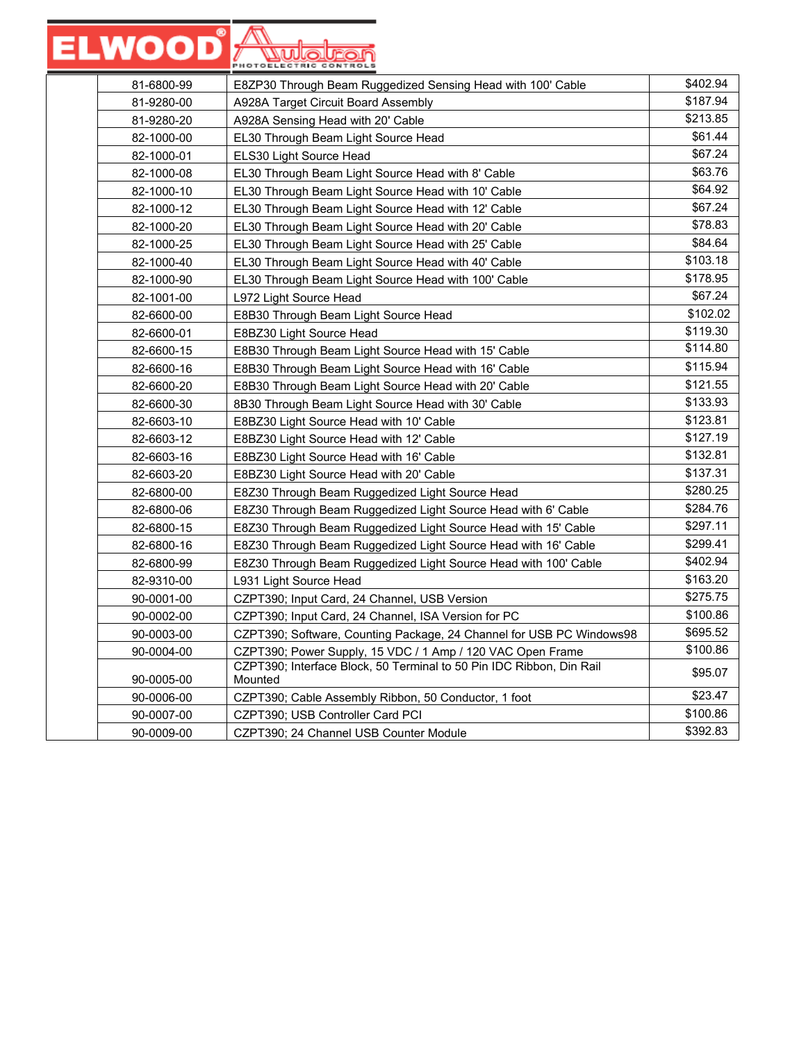ELWOOD® Autotron PHOTOELECTRIC CONTROLS

| | | | |
|---|---|---|---|
| | 81-6800-99 | E8ZP30 Through Beam Ruggedized Sensing Head with 100' Cable | $402.94 |
| | 81-9280-00 | A928A Target Circuit Board Assembly | $187.94 |
| | 81-9280-20 | A928A Sensing Head with 20' Cable | $213.85 |
| | 82-1000-00 | EL30 Through Beam Light Source Head | $61.44 |
| | 82-1000-01 | ELS30 Light Source Head | $67.24 |
| | 82-1000-08 | EL30 Through Beam Light Source Head with 8' Cable | $63.76 |
| | 82-1000-10 | EL30 Through Beam Light Source Head with 10' Cable | $64.92 |
| | 82-1000-12 | EL30 Through Beam Light Source Head with 12' Cable | $67.24 |
| | 82-1000-20 | EL30 Through Beam Light Source Head with 20' Cable | $78.83 |
| | 82-1000-25 | EL30 Through Beam Light Source Head with 25' Cable | $84.64 |
| | 82-1000-40 | EL30 Through Beam Light Source Head with 40' Cable | $103.18 |
| | 82-1000-90 | EL30 Through Beam Light Source Head with 100' Cable | $178.95 |
| | 82-1001-00 | L972 Light Source Head | $67.24 |
| | 82-6600-00 | E8B30 Through Beam Light Source Head | $102.02 |
| | 82-6600-01 | E8BZ30 Light Source Head | $119.30 |
| | 82-6600-15 | E8B30 Through Beam Light Source Head with 15' Cable | $114.80 |
| | 82-6600-16 | E8B30 Through Beam Light Source Head with 16' Cable | $115.94 |
| | 82-6600-20 | E8B30 Through Beam Light Source Head with 20' Cable | $121.55 |
| | 82-6600-30 | 8B30 Through Beam Light Source Head with 30' Cable | $133.93 |
| | 82-6603-10 | E8BZ30 Light Source Head with 10' Cable | $123.81 |
| | 82-6603-12 | E8BZ30 Light Source Head with 12' Cable | $127.19 |
| | 82-6603-16 | E8BZ30 Light Source Head with 16' Cable | $132.81 |
| | 82-6603-20 | E8BZ30 Light Source Head with 20' Cable | $137.31 |
| | 82-6800-00 | E8Z30 Through Beam Ruggedized Light Source Head | $280.25 |
| | 82-6800-06 | E8Z30 Through Beam Ruggedized Light Source Head with 6' Cable | $284.76 |
| | 82-6800-15 | E8Z30 Through Beam Ruggedized Light Source Head with 15' Cable | $297.11 |
| | 82-6800-16 | E8Z30 Through Beam Ruggedized Light Source Head with 16' Cable | $299.41 |
| | 82-6800-99 | E8Z30 Through Beam Ruggedized Light Source Head with 100' Cable | $402.94 |
| | 82-9310-00 | L931 Light Source Head | $163.20 |
| | 90-0001-00 | CZPT390; Input Card, 24 Channel, USB Version | $275.75 |
| | 90-0002-00 | CZPT390; Input Card, 24 Channel, ISA Version for PC | $100.86 |
| | 90-0003-00 | CZPT390; Software, Counting Package, 24 Channel for USB PC Windows98 | $695.52 |
| | 90-0004-00 | CZPT390; Power Supply, 15 VDC / 1 Amp / 120 VAC Open Frame | $100.86 |
| | 90-0005-00 | CZPT390; Interface Block, 50 Terminal to 50 Pin IDC Ribbon, Din Rail Mounted | $95.07 |
| | 90-0006-00 | CZPT390; Cable Assembly Ribbon, 50 Conductor, 1 foot | $23.47 |
| | 90-0007-00 | CZPT390; USB Controller Card PCI | $100.86 |
| | 90-0009-00 | CZPT390; 24 Channel USB Counter Module | $392.83 |